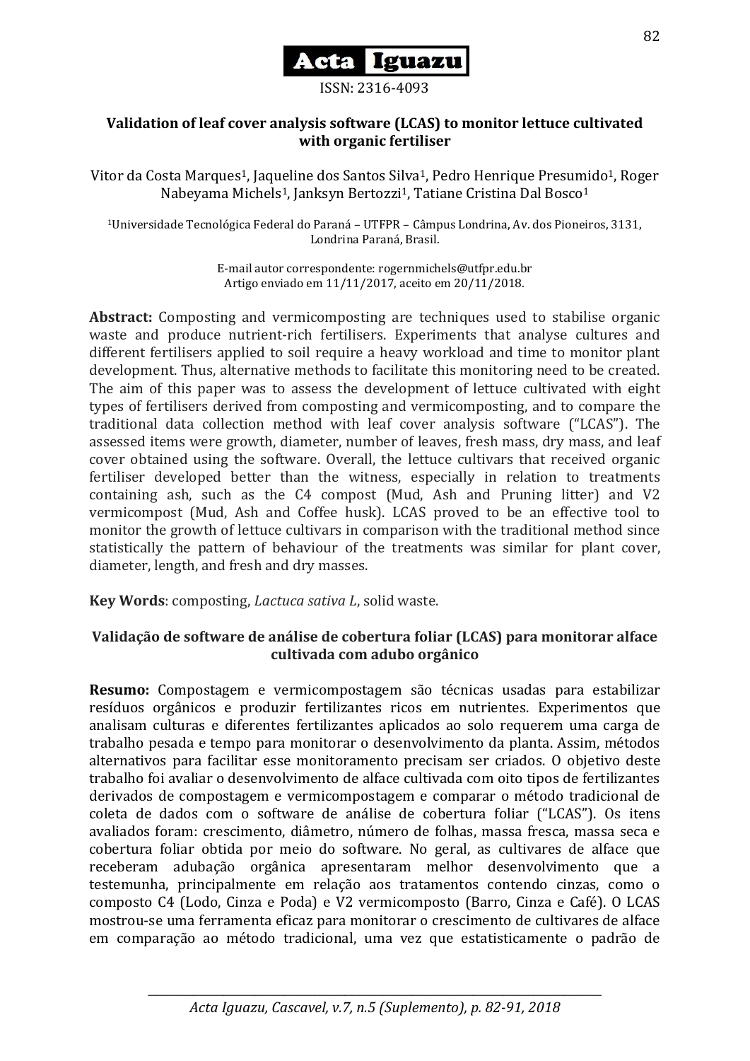**Acta Iguazu**

ISSN: 2316-4093

# Validation of leaf cover analysis software (LCAS) to monitor lettuce cultivated with organic fertiliser

Vitor da Costa Marques[1], Jaqueline dos Santos Silva[1], Pedro Henrique Presumido[1], Roger Nabeyama Michels[1], Janksyn Bertozzi[1], Tatiane Cristina Dal Bosco[1]

[1]Universidade Tecnológica Federal do Paraná – UTFPR – Câmpus Londrina, Av. dos Pioneiros, 3131, Londrina Paraná, Brasil.

E-mail autor correspondente: rogernmichels@utfpr.edu.br
Artigo enviado em 11/11/2017, aceito em 20/11/2018.

**Abstract:** Composting and vermicomposting are techniques used to stabilise organic waste and produce nutrient-rich fertilisers. Experiments that analyse cultures and different fertilisers applied to soil require a heavy workload and time to monitor plant development. Thus, alternative methods to facilitate this monitoring need to be created. The aim of this paper was to assess the development of lettuce cultivated with eight types of fertilisers derived from composting and vermicomposting, and to compare the traditional data collection method with leaf cover analysis software ("LCAS"). The assessed items were growth, diameter, number of leaves, fresh mass, dry mass, and leaf cover obtained using the software. Overall, the lettuce cultivars that received organic fertiliser developed better than the witness, especially in relation to treatments containing ash, such as the C4 compost (Mud, Ash and Pruning litter) and V2 vermicompost (Mud, Ash and Coffee husk). LCAS proved to be an effective tool to monitor the growth of lettuce cultivars in comparison with the traditional method since statistically the pattern of behaviour of the treatments was similar for plant cover, diameter, length, and fresh and dry masses.

**Key Words**: composting, *Lactuca sativa L*, solid waste.

## Validação de software de análise de cobertura foliar (LCAS) para monitorar alface cultivada com adubo orgânico

**Resumo:** Compostagem e vermicompostagem são técnicas usadas para estabilizar resíduos orgânicos e produzir fertilizantes ricos em nutrientes. Experimentos que analisam culturas e diferentes fertilizantes aplicados ao solo requerem uma carga de trabalho pesada e tempo para monitorar o desenvolvimento da planta. Assim, métodos alternativos para facilitar esse monitoramento precisam ser criados. O objetivo deste trabalho foi avaliar o desenvolvimento de alface cultivada com oito tipos de fertilizantes derivados de compostagem e vermicompostagem e comparar o método tradicional de coleta de dados com o software de análise de cobertura foliar ("LCAS"). Os itens avaliados foram: crescimento, diâmetro, número de folhas, massa fresca, massa seca e cobertura foliar obtida por meio do software. No geral, as cultivares de alface que receberam adubação orgânica apresentaram melhor desenvolvimento que a testemunha, principalmente em relação aos tratamentos contendo cinzas, como o composto C4 (Lodo, Cinza e Poda) e V2 vermicomposto (Barro, Cinza e Café). O LCAS mostrou-se uma ferramenta eficaz para monitorar o crescimento de cultivares de alface em comparação ao método tradicional, uma vez que estatisticamente o padrão de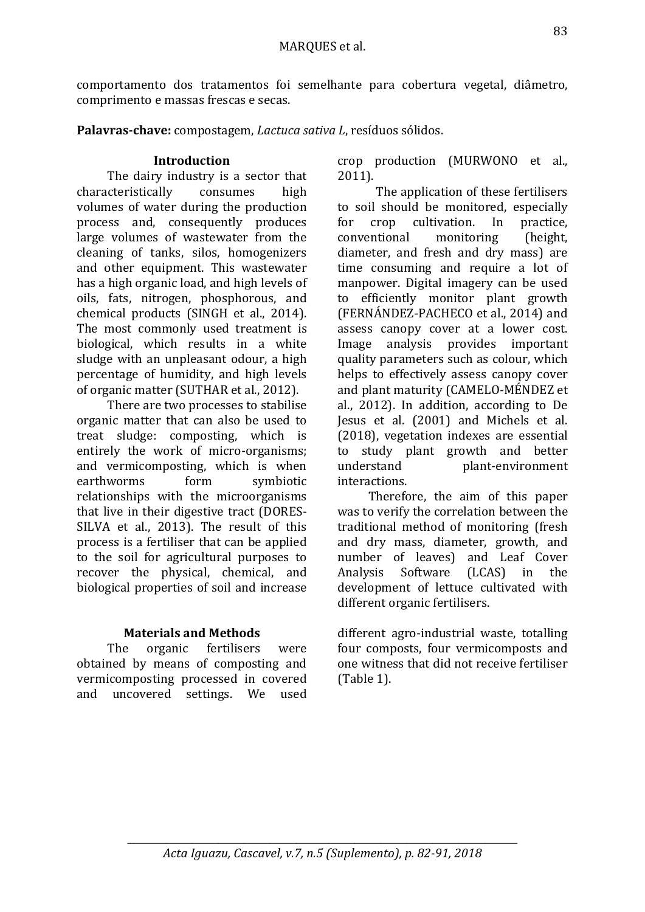comportamento dos tratamentos foi semelhante para cobertura vegetal, diâmetro, comprimento e massas frescas e secas.

**Palavras-chave:** compostagem, *Lactuca sativa L*, resíduos sólidos.

## Introduction

The dairy industry is a sector that characteristically consumes high volumes of water during the production process and, consequently produces large volumes of wastewater from the cleaning of tanks, silos, homogenizers and other equipment. This wastewater has a high organic load, and high levels of oils, fats, nitrogen, phosphorous, and chemical products (SINGH et al., 2014). The most commonly used treatment is biological, which results in a white sludge with an unpleasant odour, a high percentage of humidity, and high levels of organic matter (SUTHAR et al., 2012).

There are two processes to stabilise organic matter that can also be used to treat sludge: composting, which is entirely the work of micro-organisms; and vermicomposting, which is when earthworms form symbiotic relationships with the microorganisms that live in their digestive tract (DORES-SILVA et al., 2013). The result of this process is a fertiliser that can be applied to the soil for agricultural purposes to recover the physical, chemical, and biological properties of soil and increase crop production (MURWONO et al., 2011).

The application of these fertilisers to soil should be monitored, especially for crop cultivation. In practice, conventional monitoring (height, diameter, and fresh and dry mass) are time consuming and require a lot of manpower. Digital imagery can be used to efficiently monitor plant growth (FERNÁNDEZ-PACHECO et al., 2014) and assess canopy cover at a lower cost. Image analysis provides important quality parameters such as colour, which helps to effectively assess canopy cover and plant maturity (CAMELO-MÉNDEZ et al., 2012). In addition, according to De Jesus et al. (2001) and Michels et al. (2018), vegetation indexes are essential to study plant growth and better understand plant-environment interactions.

Therefore, the aim of this paper was to verify the correlation between the traditional method of monitoring (fresh and dry mass, diameter, growth, and number of leaves) and Leaf Cover Analysis Software (LCAS) in the development of lettuce cultivated with different organic fertilisers.

## Materials and Methods

The organic fertilisers were obtained by means of composting and vermicomposting processed in covered and uncovered settings. We used different agro-industrial waste, totalling four composts, four vermicomposts and one witness that did not receive fertiliser (Table 1).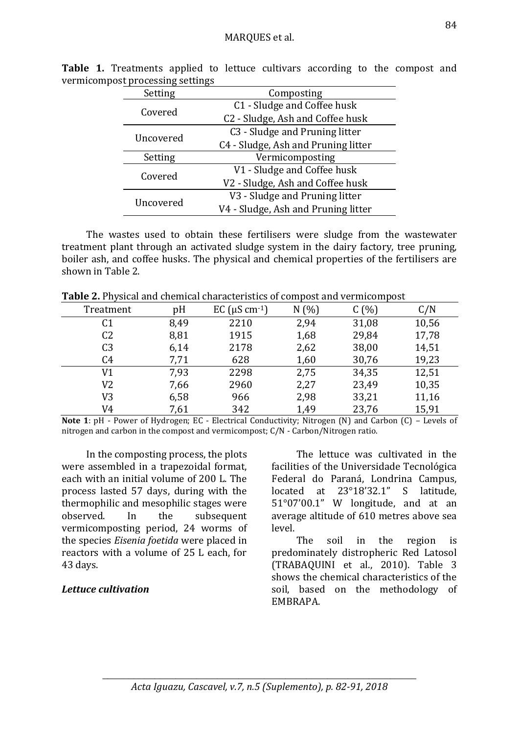**Table 1.** Treatments applied to lettuce cultivars according to the compost and vermicompost processing settings

| Setting | Composting |
|---|---|
| Covered | C1 - Sludge and Coffee husk |
| | C2 - Sludge, Ash and Coffee husk |
| Uncovered | C3 - Sludge and Pruning litter |
| | C4 - Sludge, Ash and Pruning litter |
| **Setting** | **Vermicomposting** |
| Covered | V1 - Sludge and Coffee husk |
| | V2 - Sludge, Ash and Coffee husk |
| Uncovered | V3 - Sludge and Pruning litter |
| | V4 - Sludge, Ash and Pruning litter |

The wastes used to obtain these fertilisers were sludge from the wastewater treatment plant through an activated sludge system in the dairy factory, tree pruning, boiler ash, and coffee husks. The physical and chemical properties of the fertilisers are shown in Table 2.

**Table 2.** Physical and chemical characteristics of compost and vermicompost

| Treatment | pH | EC ($\mu S\ cm^{-1}$) | N (%) | C (%) | C/N |
|---|---|---|---|---|---|
| C1 | 8,49 | 2210 | 2,94 | 31,08 | 10,56 |
| C2 | 8,81 | 1915 | 1,68 | 29,84 | 17,78 |
| C3 | 6,14 | 2178 | 2,62 | 38,00 | 14,51 |
| C4 | 7,71 | 628 | 1,60 | 30,76 | 19,23 |
| V1 | 7,93 | 2298 | 2,75 | 34,35 | 12,51 |
| V2 | 7,66 | 2960 | 2,27 | 23,49 | 10,35 |
| V3 | 6,58 | 966 | 2,98 | 33,21 | 11,16 |
| V4 | 7,61 | 342 | 1,49 | 23,76 | 15,91 |

**Note 1**: pH - Power of Hydrogen; EC - Electrical Conductivity; Nitrogen (N) and Carbon (C) – Levels of nitrogen and carbon in the compost and vermicompost; C/N - Carbon/Nitrogen ratio.

In the composting process, the plots were assembled in a trapezoidal format, each with an initial volume of 200 L. The process lasted 57 days, during with the thermophilic and mesophilic stages were observed. In the subsequent vermicomposting period, 24 worms of the species *Eisenia foetida* were placed in reactors with a volume of 25 L each, for 43 days.

### *Lettuce cultivation*

The lettuce was cultivated in the facilities of the Universidade Tecnológica Federal do Paraná, Londrina Campus, located at 23°18'32.1" S latitude, 51°07'00.1" W longitude, and at an average altitude of 610 metres above sea level.

The soil in the region is predominately distropheric Red Latosol (TRABAQUINI et al., 2010). Table 3 shows the chemical characteristics of the soil, based on the methodology of EMBRAPA.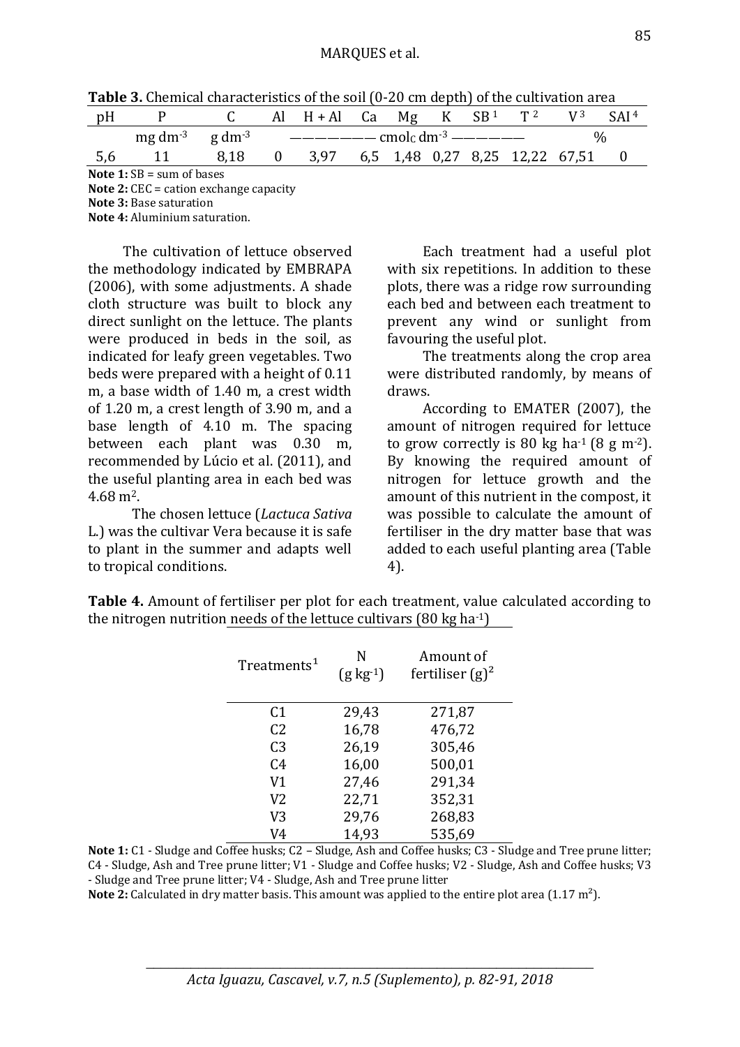**Table 3.** Chemical characteristics of the soil (0-20 cm depth) of the cultivation area

| pH | P | C | Al | H + Al | Ca | Mg | K | SB [1] | T [2] | V [3] | SAI [4] |
|---|---|---|---|---|---|---|---|---|---|---|---|
| | mg $dm^{-3}$ | g $dm^{-3}$ | ——————— $cmol_c$ $dm^{-3}$ ——————— | | | | | | | % | |
| 5,6 | 11 | 8,18 | 0 | 3,97 | 6,5 | 1,48 | 0,27 | 8,25 | 12,22 | 67,51 | 0 |

**Note 1:** SB = sum of bases
**Note 2:** CEC = cation exchange capacity
**Note 3:** Base saturation
**Note 4:** Aluminium saturation.

The cultivation of lettuce observed the methodology indicated by EMBRAPA (2006), with some adjustments. A shade cloth structure was built to block any direct sunlight on the lettuce. The plants were produced in beds in the soil, as indicated for leafy green vegetables. Two beds were prepared with a height of 0.11 m, a base width of 1.40 m, a crest width of 1.20 m, a crest length of 3.90 m, and a base length of 4.10 m. The spacing between each plant was 0.30 m, recommended by Lúcio et al. (2011), and the useful planting area in each bed was 4.68 $m^2$.

The chosen lettuce (*Lactuca Sativa* L.) was the cultivar Vera because it is safe to plant in the summer and adapts well to tropical conditions.

Each treatment had a useful plot with six repetitions. In addition to these plots, there was a ridge row surrounding each bed and between each treatment to prevent any wind or sunlight from favouring the useful plot.

The treatments along the crop area were distributed randomly, by means of draws.

According to EMATER (2007), the amount of nitrogen required for lettuce to grow correctly is 80 kg $ha^{-1}$ (8 g $m^{-2}$). By knowing the required amount of nitrogen for lettuce growth and the amount of this nutrient in the compost, it was possible to calculate the amount of fertiliser in the dry matter base that was added to each useful planting area (Table 4).

**Table 4.** Amount of fertiliser per plot for each treatment, value calculated according to the nitrogen nutrition needs of the lettuce cultivars (80 kg $ha^{-1}$)

| Treatments [1] | N (g $kg^{-1}$) | Amount of fertiliser (g) [2] |
|---|---|---|
| C1 | 29,43 | 271,87 |
| C2 | 16,78 | 476,72 |
| C3 | 26,19 | 305,46 |
| C4 | 16,00 | 500,01 |
| V1 | 27,46 | 291,34 |
| V2 | 22,71 | 352,31 |
| V3 | 29,76 | 268,83 |
| V4 | 14,93 | 535,69 |

**Note 1:** C1 - Sludge and Coffee husks; C2 – Sludge, Ash and Coffee husks; C3 - Sludge and Tree prune litter; C4 - Sludge, Ash and Tree prune litter; V1 - Sludge and Coffee husks; V2 - Sludge, Ash and Coffee husks; V3 - Sludge and Tree prune litter; V4 - Sludge, Ash and Tree prune litter
**Note 2:** Calculated in dry matter basis. This amount was applied to the entire plot area (1.17 $m^2$).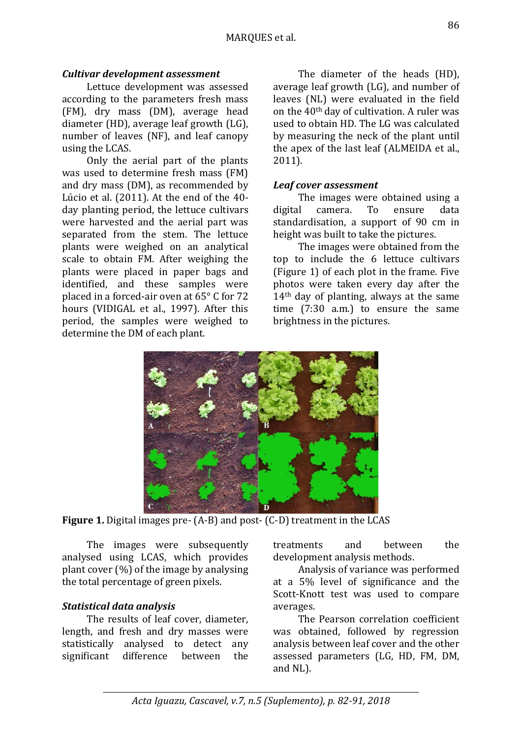### *Cultivar development assessment*

Lettuce development was assessed according to the parameters fresh mass (FM), dry mass (DM), average head diameter (HD), average leaf growth (LG), number of leaves (NF), and leaf canopy using the LCAS.

Only the aerial part of the plants was used to determine fresh mass (FM) and dry mass (DM), as recommended by Lúcio et al. (2011). At the end of the 40-day planting period, the lettuce cultivars were harvested and the aerial part was separated from the stem. The lettuce plants were weighed on an analytical scale to obtain FM. After weighing the plants were placed in paper bags and identified, and these samples were placed in a forced-air oven at 65° C for 72 hours (VIDIGAL et al., 1997). After this period, the samples were weighed to determine the DM of each plant.

The diameter of the heads (HD), average leaf growth (LG), and number of leaves (NL) were evaluated in the field on the 40th day of cultivation. A ruler was used to obtain HD. The LG was calculated by measuring the neck of the plant until the apex of the last leaf (ALMEIDA et al., 2011).

### *Leaf cover assessment*

The images were obtained using a digital camera. To ensure data standardisation, a support of 90 cm in height was built to take the pictures.

The images were obtained from the top to include the 6 lettuce cultivars (Figure 1) of each plot in the frame. Five photos were taken every day after the 14th day of planting, always at the same time (7:30 a.m.) to ensure the same brightness in the pictures.

**Figure 1.** Digital images pre- (A-B) and post- (C-D) treatment in the LCAS

The images were subsequently analysed using LCAS, which provides plant cover (%) of the image by analysing the total percentage of green pixels.

### *Statistical data analysis*

The results of leaf cover, diameter, length, and fresh and dry masses were statistically analysed to detect any significant difference between the treatments and between the development analysis methods.

Analysis of variance was performed at a 5% level of significance and the Scott-Knott test was used to compare averages.

The Pearson correlation coefficient was obtained, followed by regression analysis between leaf cover and the other assessed parameters (LG, HD, FM, DM, and NL).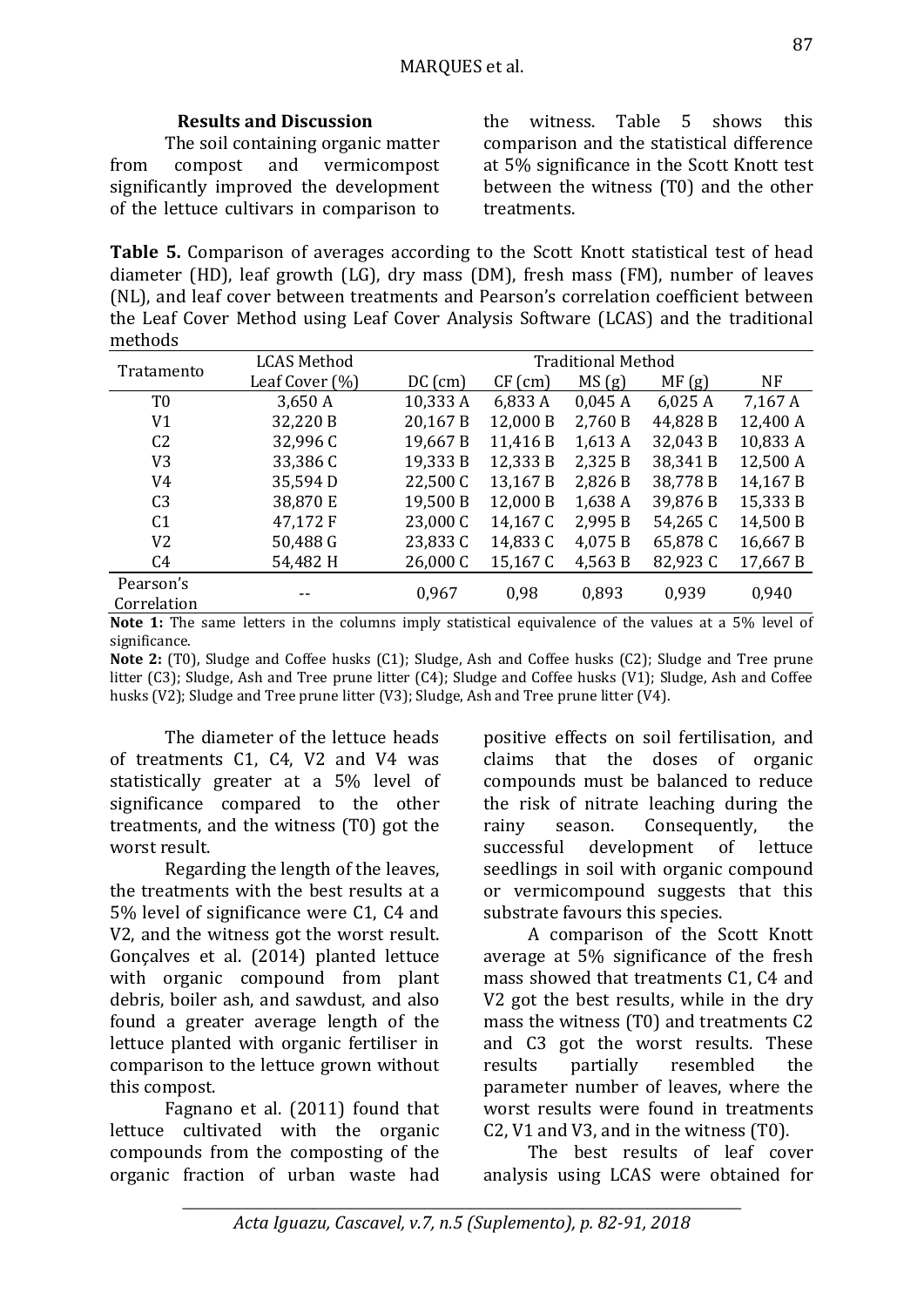## Results and Discussion

The soil containing organic matter from compost and vermicompost significantly improved the development of the lettuce cultivars in comparison to the witness. Table 5 shows this comparison and the statistical difference at 5% significance in the Scott Knott test between the witness (T0) and the other treatments.

**Table 5.** Comparison of averages according to the Scott Knott statistical test of head diameter (HD), leaf growth (LG), dry mass (DM), fresh mass (FM), number of leaves (NL), and leaf cover between treatments and Pearson's correlation coefficient between the Leaf Cover Method using Leaf Cover Analysis Software (LCAS) and the traditional methods

| Tratamento | LCAS Method | Traditional Method | | | | |
|---|---|---|---|---|---|---|
| | Leaf Cover (%) | DC (cm) | CF (cm) | MS (g) | MF (g) | NF |
| T0 | 3,650 A | 10,333 A | 6,833 A | 0,045 A | 6,025 A | 7,167 A |
| V1 | 32,220 B | 20,167 B | 12,000 B | 2,760 B | 44,828 B | 12,400 A |
| C2 | 32,996 C | 19,667 B | 11,416 B | 1,613 A | 32,043 B | 10,833 A |
| V3 | 33,386 C | 19,333 B | 12,333 B | 2,325 B | 38,341 B | 12,500 A |
| V4 | 35,594 D | 22,500 C | 13,167 B | 2,826 B | 38,778 B | 14,167 B |
| C3 | 38,870 E | 19,500 B | 12,000 B | 1,638 A | 39,876 B | 15,333 B |
| C1 | 47,172 F | 23,000 C | 14,167 C | 2,995 B | 54,265 C | 14,500 B |
| V2 | 50,488 G | 23,833 C | 14,833 C | 4,075 B | 65,878 C | 16,667 B |
| C4 | 54,482 H | 26,000 C | 15,167 C | 4,563 B | 82,923 C | 17,667 B |
| Pearson's Correlation | -- | 0,967 | 0,98 | 0,893 | 0,939 | 0,940 |

**Note 1:** The same letters in the columns imply statistical equivalence of the values at a 5% level of significance.
**Note 2:** (T0), Sludge and Coffee husks (C1); Sludge, Ash and Coffee husks (C2); Sludge and Tree prune litter (C3); Sludge, Ash and Tree prune litter (C4); Sludge and Coffee husks (V1); Sludge, Ash and Coffee husks (V2); Sludge and Tree prune litter (V3); Sludge, Ash and Tree prune litter (V4).

The diameter of the lettuce heads of treatments C1, C4, V2 and V4 was statistically greater at a 5% level of significance compared to the other treatments, and the witness (T0) got the worst result.

Regarding the length of the leaves, the treatments with the best results at a 5% level of significance were C1, C4 and V2, and the witness got the worst result. Gonçalves et al. (2014) planted lettuce with organic compound from plant debris, boiler ash, and sawdust, and also found a greater average length of the lettuce planted with organic fertiliser in comparison to the lettuce grown without this compost.

Fagnano et al. (2011) found that lettuce cultivated with the organic compounds from the composting of the organic fraction of urban waste had positive effects on soil fertilisation, and claims that the doses of organic compounds must be balanced to reduce the risk of nitrate leaching during the rainy season. Consequently, the successful development of lettuce seedlings in soil with organic compound or vermicompound suggests that this substrate favours this species.

A comparison of the Scott Knott average at 5% significance of the fresh mass showed that treatments C1, C4 and V2 got the best results, while in the dry mass the witness (T0) and treatments C2 and C3 got the worst results. These results partially resembled the parameter number of leaves, where the worst results were found in treatments C2, V1 and V3, and in the witness (T0).

The best results of leaf cover analysis using LCAS were obtained for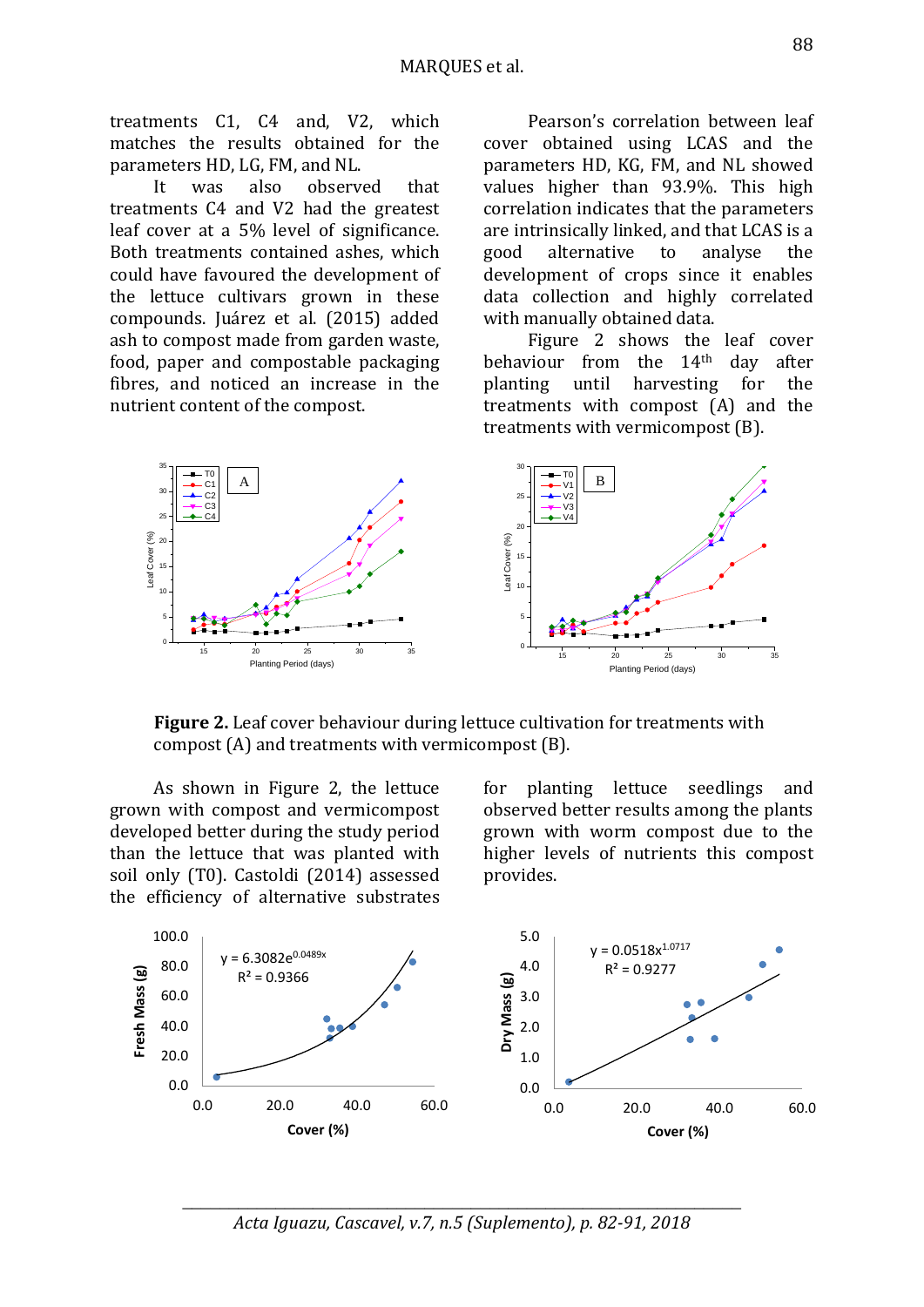treatments C1, C4 and, V2, which matches the results obtained for the parameters HD, LG, FM, and NL.

It was also observed that treatments C4 and V2 had the greatest leaf cover at a 5% level of significance. Both treatments contained ashes, which could have favoured the development of the lettuce cultivars grown in these compounds. Juárez et al. (2015) added ash to compost made from garden waste, food, paper and compostable packaging fibres, and noticed an increase in the nutrient content of the compost.

Pearson's correlation between leaf cover obtained using LCAS and the parameters HD, KG, FM, and NL showed values higher than 93.9%. This high correlation indicates that the parameters are intrinsically linked, and that LCAS is a good alternative to analyse the development of crops since it enables data collection and highly correlated with manually obtained data.

Figure 2 shows the leaf cover behaviour from the 14th day after planting until harvesting for the treatments with compost (A) and the treatments with vermicompost (B).

**Figure 2.** Leaf cover behaviour during lettuce cultivation for treatments with compost (A) and treatments with vermicompost (B).

As shown in Figure 2, the lettuce grown with compost and vermicompost developed better during the study period than the lettuce that was planted with soil only (T0). Castoldi (2014) assessed the efficiency of alternative substrates for planting lettuce seedlings and observed better results among the plants grown with worm compost due to the higher levels of nutrients this compost provides.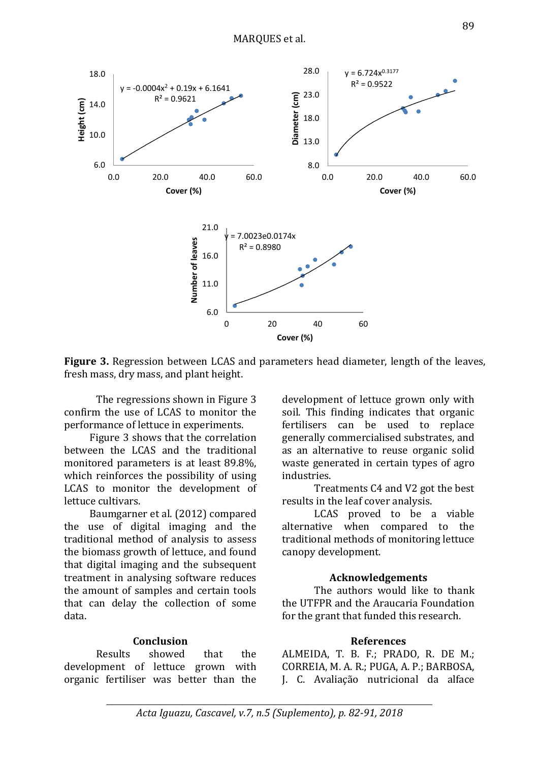**Figure 3.** Regression between LCAS and parameters head diameter, length of the leaves, fresh mass, dry mass, and plant height.

The regressions shown in Figure 3 confirm the use of LCAS to monitor the performance of lettuce in experiments.

Figure 3 shows that the correlation between the LCAS and the traditional monitored parameters is at least 89.8%, which reinforces the possibility of using LCAS to monitor the development of lettuce cultivars.

Baumgarner et al. (2012) compared the use of digital imaging and the traditional method of analysis to assess the biomass growth of lettuce, and found that digital imaging and the subsequent treatment in analysing software reduces the amount of samples and certain tools that can delay the collection of some data.

## Conclusion

Results showed that the development of lettuce grown with organic fertiliser was better than the development of lettuce grown only with soil. This finding indicates that organic fertilisers can be used to replace generally commercialised substrates, and as an alternative to reuse organic solid waste generated in certain types of agro industries.

Treatments C4 and V2 got the best results in the leaf cover analysis.

LCAS proved to be a viable alternative when compared to the traditional methods of monitoring lettuce canopy development.

## Acknowledgements

The authors would like to thank the UTFPR and the Araucaria Foundation for the grant that funded this research.

## References

ALMEIDA, T. B. F.; PRADO, R. DE M.; CORREIA, M. A. R.; PUGA, A. P.; BARBOSA, J. C. Avaliação nutricional da alface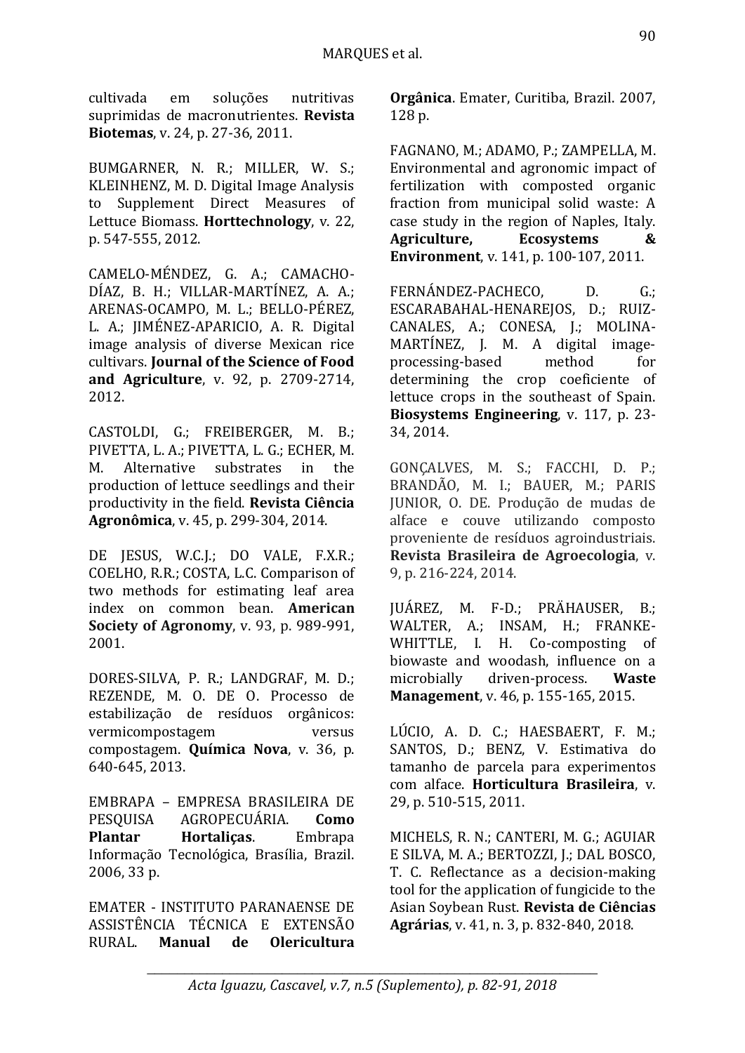cultivada em soluções nutritivas suprimidas de macronutrientes. **Revista Biotemas**, v. 24, p. 27-36, 2011.

BUMGARNER, N. R.; MILLER, W. S.; KLEINHENZ, M. D. Digital Image Analysis to Supplement Direct Measures of Lettuce Biomass. **Horttechnology**, v. 22, p. 547-555, 2012.

CAMELO-MÉNDEZ, G. A.; CAMACHO-DÍAZ, B. H.; VILLAR-MARTÍNEZ, A. A.; ARENAS-OCAMPO, M. L.; BELLO-PÉREZ, L. A.; JIMÉNEZ-APARICIO, A. R. Digital image analysis of diverse Mexican rice cultivars. **Journal of the Science of Food and Agriculture**, v. 92, p. 2709-2714, 2012.

CASTOLDI, G.; FREIBERGER, M. B.; PIVETTA, L. A.; PIVETTA, L. G.; ECHER, M. M. Alternative substrates in the production of lettuce seedlings and their productivity in the field. **Revista Ciência Agronômica**, v. 45, p. 299-304, 2014.

DE JESUS, W.C.J.; DO VALE, F.X.R.; COELHO, R.R.; COSTA, L.C. Comparison of two methods for estimating leaf area index on common bean. **American Society of Agronomy**, v. 93, p. 989-991, 2001.

DORES-SILVA, P. R.; LANDGRAF, M. D.; REZENDE, M. O. DE O. Processo de estabilização de resíduos orgânicos: vermicompostagem versus compostagem. **Química Nova**, v. 36, p. 640-645, 2013.

EMBRAPA – EMPRESA BRASILEIRA DE PESQUISA AGROPECUÁRIA. **Como Plantar Hortaliças**. Embrapa Informação Tecnológica, Brasília, Brazil. 2006, 33 p.

EMATER - INSTITUTO PARANAENSE DE ASSISTÊNCIA TÉCNICA E EXTENSÃO RURAL. **Manual de Olericultura Orgânica**. Emater, Curitiba, Brazil. 2007, 128 p.

FAGNANO, M.; ADAMO, P.; ZAMPELLA, M. Environmental and agronomic impact of fertilization with composted organic fraction from municipal solid waste: A case study in the region of Naples, Italy. **Agriculture, Ecosystems & Environment**, v. 141, p. 100-107, 2011.

FERNÁNDEZ-PACHECO, D. G.; ESCARABAHAL-HENAREJOS, D.; RUIZ-CANALES, A.; CONESA, J.; MOLINA-MARTÍNEZ, J. M. A digital image-processing-based method for determining the crop coeficiente of lettuce crops in the southeast of Spain. **Biosystems Engineering**, v. 117, p. 23-34, 2014.

GONÇALVES, M. S.; FACCHI, D. P.; BRANDÃO, M. I.; BAUER, M.; PARIS JUNIOR, O. DE. Produção de mudas de alface e couve utilizando composto proveniente de resíduos agroindustriais. **Revista Brasileira de Agroecologia**, v. 9, p. 216-224, 2014.

JUÁREZ, M. F-D.; PRÄHAUSER, B.; WALTER, A.; INSAM, H.; FRANKE-WHITTLE, I. H. Co-composting of biowaste and woodash, influence on a microbially driven-process. **Waste Management**, v. 46, p. 155-165, 2015.

LÚCIO, A. D. C.; HAESBAERT, F. M.; SANTOS, D.; BENZ, V. Estimativa do tamanho de parcela para experimentos com alface. **Horticultura Brasileira**, v. 29, p. 510-515, 2011.

MICHELS, R. N.; CANTERI, M. G.; AGUIAR E SILVA, M. A.; BERTOZZI, J.; DAL BOSCO, T. C. Reflectance as a decision-making tool for the application of fungicide to the Asian Soybean Rust. **Revista de Ciências Agrárias**, v. 41, n. 3, p. 832-840, 2018.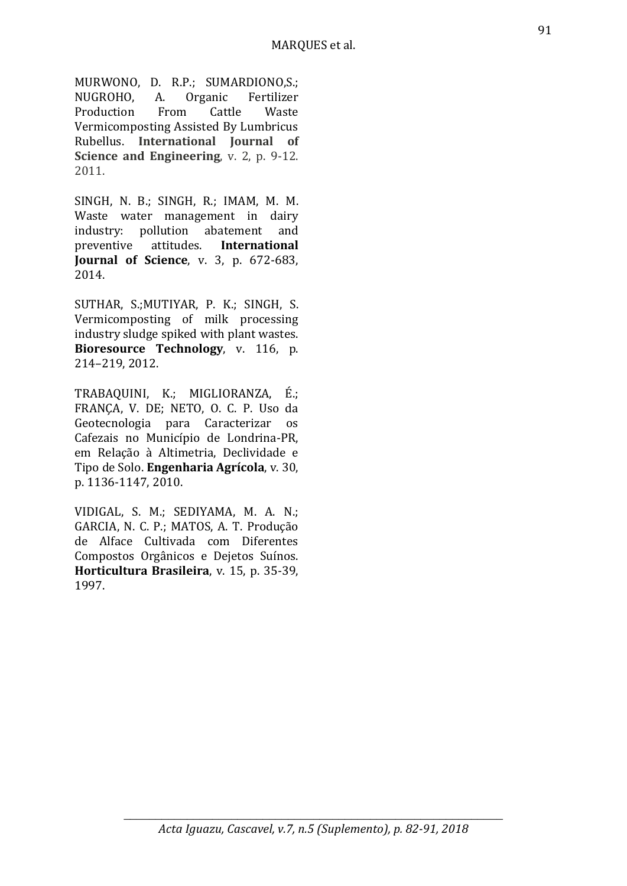MURWONO, D. R.P.; SUMARDIONO,S.; NUGROHO, A. Organic Fertilizer Production From Cattle Waste Vermicomposting Assisted By Lumbricus Rubellus. **International Journal of Science and Engineering**, v. 2, p. 9-12. 2011.

SINGH, N. B.; SINGH, R.; IMAM, M. M. Waste water management in dairy industry: pollution abatement and preventive attitudes. **International Journal of Science**, v. 3, p. 672-683, 2014.

SUTHAR, S.;MUTIYAR, P. K.; SINGH, S. Vermicomposting of milk processing industry sludge spiked with plant wastes. **Bioresource Technology**, v. 116, p. 214–219, 2012.

TRABAQUINI, K.; MIGLIORANZA, É.; FRANÇA, V. DE; NETO, O. C. P. Uso da Geotecnologia para Caracterizar os Cafezais no Município de Londrina-PR, em Relação à Altimetria, Declividade e Tipo de Solo. **Engenharia Agrícola**, v. 30, p. 1136-1147, 2010.

VIDIGAL, S. M.; SEDIYAMA, M. A. N.; GARCIA, N. C. P.; MATOS, A. T. Produção de Alface Cultivada com Diferentes Compostos Orgânicos e Dejetos Suínos. **Horticultura Brasileira**, v. 15, p. 35-39, 1997.